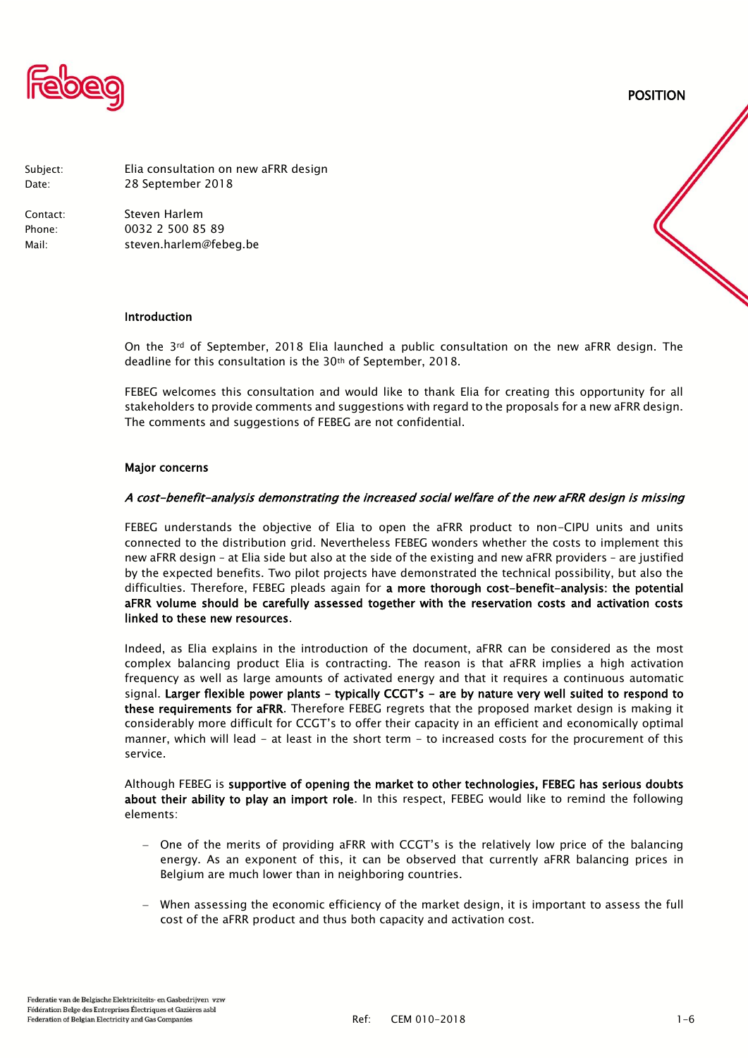POSITION

Subject: Elia consultation on new aFRR design
Date: 28 September 2018

Contact: Steven Harlem
Phone: 0032 2 500 85 89
Mail: steven.harlem@febeg.be

## Introduction

On the 3rd of September, 2018 Elia launched a public consultation on the new aFRR design. The deadline for this consultation is the 30th of September, 2018.

FEBEG welcomes this consultation and would like to thank Elia for creating this opportunity for all stakeholders to provide comments and suggestions with regard to the proposals for a new aFRR design. The comments and suggestions of FEBEG are not confidential.

## Major concerns

### *A cost-benefit-analysis demonstrating the increased social welfare of the new aFRR design is missing*

FEBEG understands the objective of Elia to open the aFRR product to non-CIPU units and units connected to the distribution grid. Nevertheless FEBEG wonders whether the costs to implement this new aFRR design – at Elia side but also at the side of the existing and new aFRR providers – are justified by the expected benefits. Two pilot projects have demonstrated the technical possibility, but also the difficulties. Therefore, FEBEG pleads again for **a more thorough cost-benefit-analysis: the potential aFRR volume should be carefully assessed together with the reservation costs and activation costs linked to these new resources**.

Indeed, as Elia explains in the introduction of the document, aFRR can be considered as the most complex balancing product Elia is contracting. The reason is that aFRR implies a high activation frequency as well as large amounts of activated energy and that it requires a continuous automatic signal. **Larger flexible power plants – typically CCGT's – are by nature very well suited to respond to these requirements for aFRR**. Therefore FEBEG regrets that the proposed market design is making it considerably more difficult for CCGT's to offer their capacity in an efficient and economically optimal manner, which will lead – at least in the short term – to increased costs for the procurement of this service.

Although FEBEG is **supportive of opening the market to other technologies, FEBEG has serious doubts about their ability to play an import role**. In this respect, FEBEG would like to remind the following elements:

- One of the merits of providing aFRR with CCGT's is the relatively low price of the balancing energy. As an exponent of this, it can be observed that currently aFRR balancing prices in Belgium are much lower than in neighboring countries.

- When assessing the economic efficiency of the market design, it is important to assess the full cost of the aFRR product and thus both capacity and activation cost.

Federatie van de Belgische Elektriciteits- en Gasbedrijven vzw
Fédération Belge des Entreprises Électriques et Gazières asbl
Federation of Belgian Electricity and Gas Companies

Ref: CEM 010-2018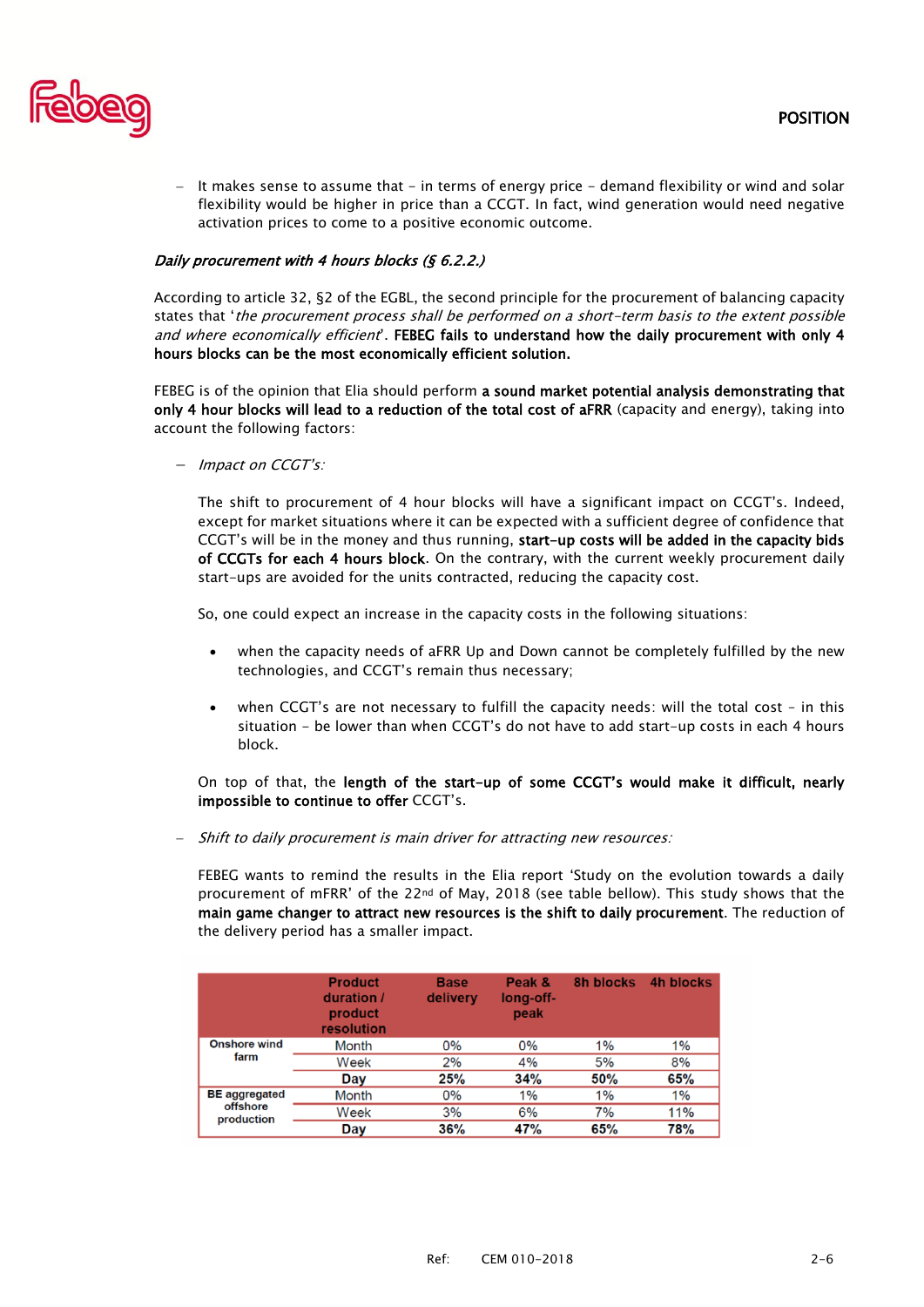- It makes sense to assume that – in terms of energy price – demand flexibility or wind and solar flexibility would be higher in price than a CCGT. In fact, wind generation would need negative activation prices to come to a positive economic outcome.

***Daily procurement with 4 hours blocks (§ 6.2.2.)***

According to article 32, §2 of the EGBL, the second principle for the procurement of balancing capacity states that '*the procurement process shall be performed on a short-term basis to the extent possible and where economically efficient*'. **FEBEG fails to understand how the daily procurement with only 4 hours blocks can be the most economically efficient solution.**

FEBEG is of the opinion that Elia should perform **a sound market potential analysis demonstrating that only 4 hour blocks will lead to a reduction of the total cost of aFRR** (capacity and energy), taking into account the following factors:

- *Impact on CCGT's:*

  The shift to procurement of 4 hour blocks will have a significant impact on CCGT's. Indeed, except for market situations where it can be expected with a sufficient degree of confidence that CCGT's will be in the money and thus running, **start-up costs will be added in the capacity bids of CCGTs for each 4 hours block**. On the contrary, with the current weekly procurement daily start-ups are avoided for the units contracted, reducing the capacity cost.

  So, one could expect an increase in the capacity costs in the following situations:

  - when the capacity needs of aFRR Up and Down cannot be completely fulfilled by the new technologies, and CCGT's remain thus necessary;
  - when CCGT's are not necessary to fulfill the capacity needs: will the total cost – in this situation – be lower than when CCGT's do not have to add start-up costs in each 4 hours block.

  On top of that, the **length of the start-up of some CCGT's would make it difficult, nearly impossible to continue to offer** CCGT's.

- *Shift to daily procurement is main driver for attracting new resources:*

  FEBEG wants to remind the results in the Elia report 'Study on the evolution towards a daily procurement of mFRR' of the 22nd of May, 2018 (see table bellow). This study shows that the **main game changer to attract new resources is the shift to daily procurement**. The reduction of the delivery period has a smaller impact.

| | Product duration / product resolution | Base delivery | Peak & long-off-peak | 8h blocks | 4h blocks |
|---|---|---|---|---|---|
| Onshore wind farm | Month | 0% | 0% | 1% | 1% |
| | Week | 2% | 4% | 5% | 8% |
| | **Day** | **25%** | **34%** | **50%** | **65%** |
| BE aggregated offshore production | Month | 0% | 1% | 1% | 1% |
| | Week | 3% | 6% | 7% | 11% |
| | **Day** | **36%** | **47%** | **65%** | **78%** |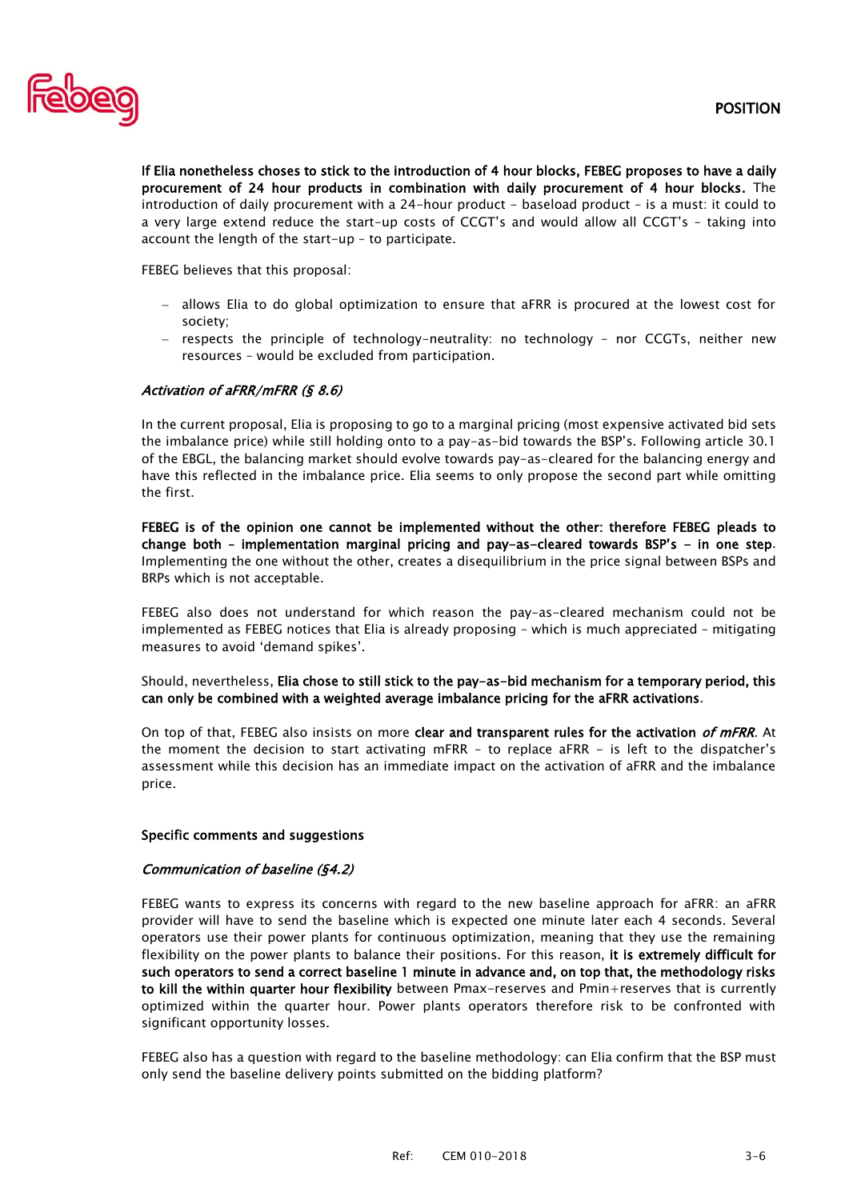**If Elia nonetheless choses to stick to the introduction of 4 hour blocks, FEBEG proposes to have a daily procurement of 24 hour products in combination with daily procurement of 4 hour blocks.** The introduction of daily procurement with a 24-hour product - baseload product – is a must: it could to a very large extend reduce the start-up costs of CCGT's and would allow all CCGT's – taking into account the length of the start-up – to participate.

FEBEG believes that this proposal:

- allows Elia to do global optimization to ensure that aFRR is procured at the lowest cost for society;
- respects the principle of technology-neutrality: no technology – nor CCGTs, neither new resources – would be excluded from participation.

*Activation of aFRR/mFRR (§ 8.6)*

In the current proposal, Elia is proposing to go to a marginal pricing (most expensive activated bid sets the imbalance price) while still holding onto to a pay-as-bid towards the BSP's. Following article 30.1 of the EBGL, the balancing market should evolve towards pay-as-cleared for the balancing energy and have this reflected in the imbalance price. Elia seems to only propose the second part while omitting the first.

**FEBEG is of the opinion one cannot be implemented without the other: therefore FEBEG pleads to change both – implementation marginal pricing and pay-as-cleared towards BSP's – in one step**. Implementing the one without the other, creates a disequilibrium in the price signal between BSPs and BRPs which is not acceptable.

FEBEG also does not understand for which reason the pay-as-cleared mechanism could not be implemented as FEBEG notices that Elia is already proposing – which is much appreciated – mitigating measures to avoid 'demand spikes'.

Should, nevertheless, **Elia chose to still stick to the pay-as-bid mechanism for a temporary period, this can only be combined with a weighted average imbalance pricing for the aFRR activations**.

On top of that, FEBEG also insists on more **clear and transparent rules for the activation *of mFRR***. At the moment the decision to start activating mFRR – to replace aFRR – is left to the dispatcher's assessment while this decision has an immediate impact on the activation of aFRR and the imbalance price.

**Specific comments and suggestions**

*Communication of baseline (§4.2)*

FEBEG wants to express its concerns with regard to the new baseline approach for aFRR: an aFRR provider will have to send the baseline which is expected one minute later each 4 seconds. Several operators use their power plants for continuous optimization, meaning that they use the remaining flexibility on the power plants to balance their positions. For this reason, **it is extremely difficult for such operators to send a correct baseline 1 minute in advance and, on top that, the methodology risks to kill the within quarter hour flexibility** between Pmax-reserves and Pmin+reserves that is currently optimized within the quarter hour. Power plants operators therefore risk to be confronted with significant opportunity losses.

FEBEG also has a question with regard to the baseline methodology: can Elia confirm that the BSP must only send the baseline delivery points submitted on the bidding platform?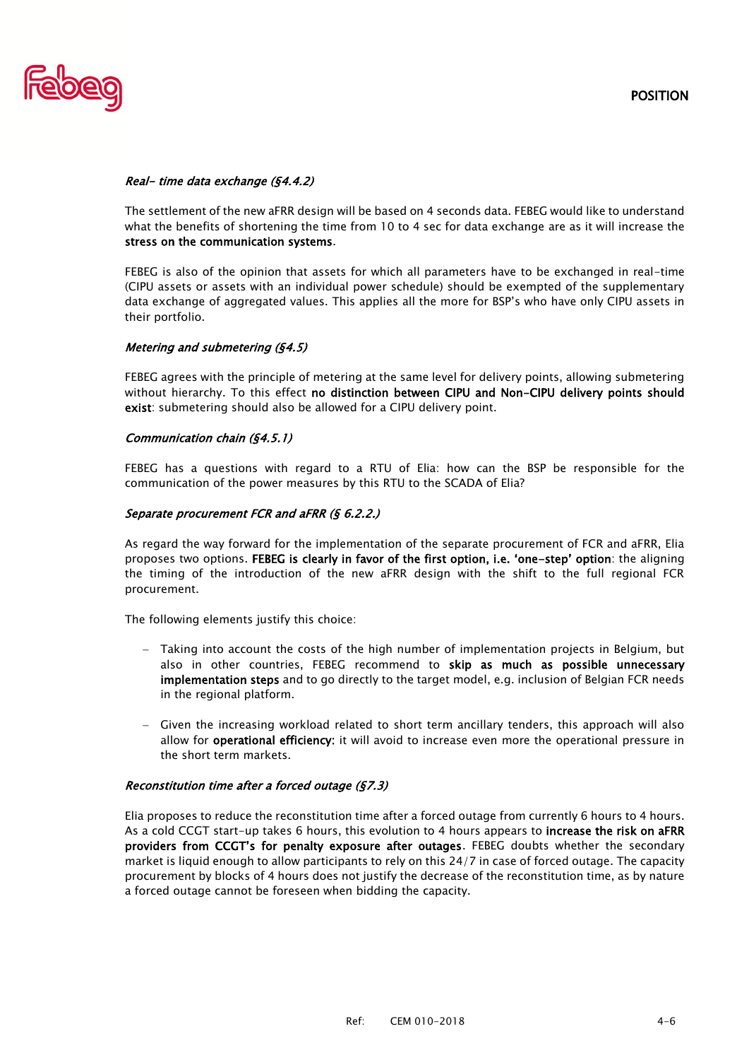*Real- time data exchange (§4.4.2)*

The settlement of the new aFRR design will be based on 4 seconds data. FEBEG would like to understand what the benefits of shortening the time from 10 to 4 sec for data exchange are as it will increase the **stress on the communication systems**.

FEBEG is also of the opinion that assets for which all parameters have to be exchanged in real-time (CIPU assets or assets with an individual power schedule) should be exempted of the supplementary data exchange of aggregated values. This applies all the more for BSP's who have only CIPU assets in their portfolio.

*Metering and submetering (§4.5)*

FEBEG agrees with the principle of metering at the same level for delivery points, allowing submetering without hierarchy. To this effect **no distinction between CIPU and Non-CIPU delivery points should exist**: submetering should also be allowed for a CIPU delivery point.

*Communication chain (§4.5.1)*

FEBEG has a questions with regard to a RTU of Elia: how can the BSP be responsible for the communication of the power measures by this RTU to the SCADA of Elia?

*Separate procurement FCR and aFRR (§ 6.2.2.)*

As regard the way forward for the implementation of the separate procurement of FCR and aFRR, Elia proposes two options. **FEBEG is clearly in favor of the first option, i.e. 'one-step' option**: the aligning the timing of the introduction of the new aFRR design with the shift to the full regional FCR procurement.

The following elements justify this choice:

- Taking into account the costs of the high number of implementation projects in Belgium, but also in other countries, FEBEG recommend to **skip as much as possible unnecessary implementation steps** and to go directly to the target model, e.g. inclusion of Belgian FCR needs in the regional platform.
- Given the increasing workload related to short term ancillary tenders, this approach will also allow for **operational efficiency**: it will avoid to increase even more the operational pressure in the short term markets.

*Reconstitution time after a forced outage (§7.3)*

Elia proposes to reduce the reconstitution time after a forced outage from currently 6 hours to 4 hours. As a cold CCGT start-up takes 6 hours, this evolution to 4 hours appears to **increase the risk on aFRR providers from CCGT's for penalty exposure after outages**. FEBEG doubts whether the secondary market is liquid enough to allow participants to rely on this 24/7 in case of forced outage. The capacity procurement by blocks of 4 hours does not justify the decrease of the reconstitution time, as by nature a forced outage cannot be foreseen when bidding the capacity.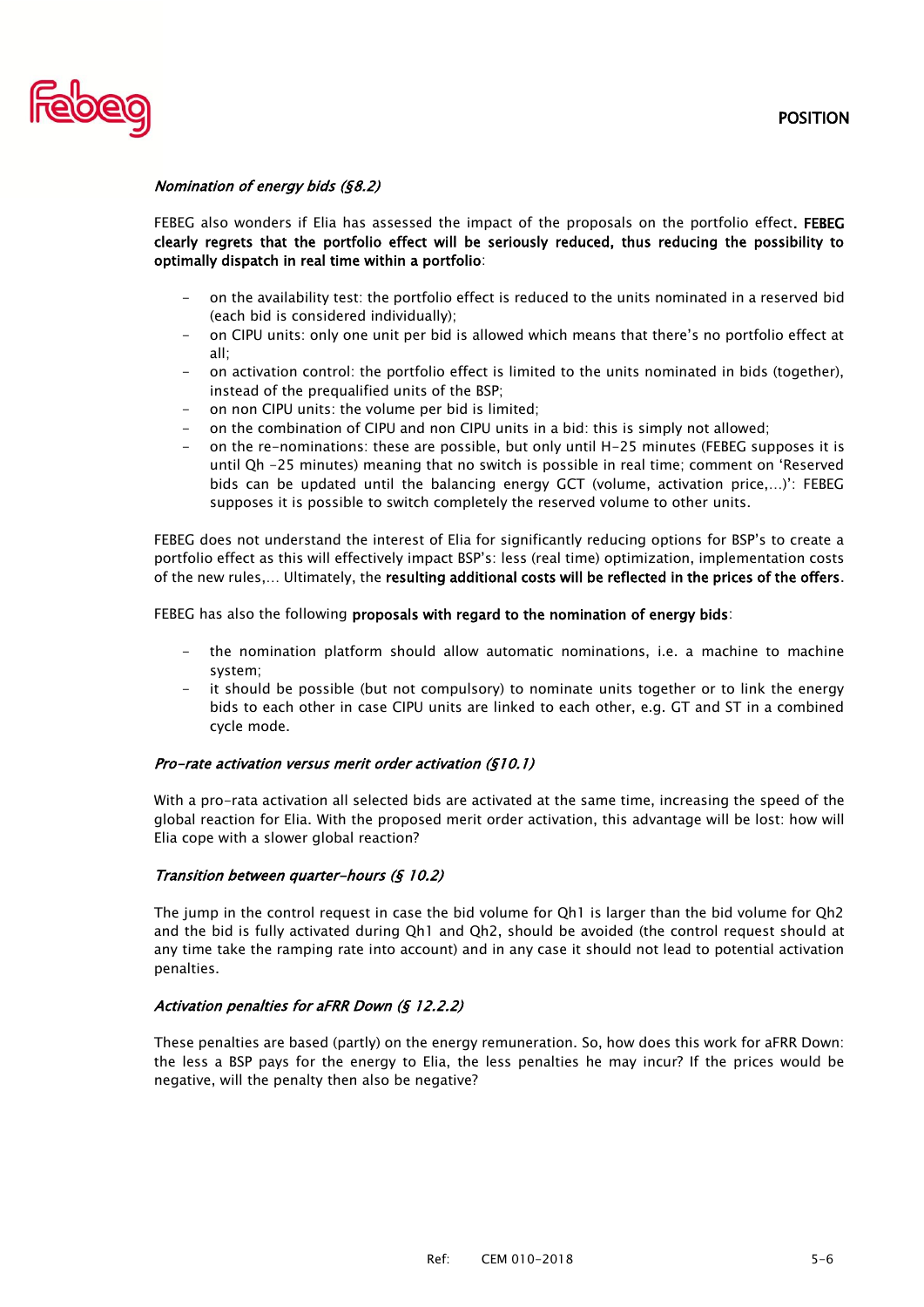*Nomination of energy bids (§8.2)*

FEBEG also wonders if Elia has assessed the impact of the proposals on the portfolio effect. **FEBEG clearly regrets that the portfolio effect will be seriously reduced, thus reducing the possibility to optimally dispatch in real time within a portfolio**:

- on the availability test: the portfolio effect is reduced to the units nominated in a reserved bid (each bid is considered individually);
- on CIPU units: only one unit per bid is allowed which means that there's no portfolio effect at all;
- on activation control: the portfolio effect is limited to the units nominated in bids (together), instead of the prequalified units of the BSP;
- on non CIPU units: the volume per bid is limited;
- on the combination of CIPU and non CIPU units in a bid: this is simply not allowed;
- on the re-nominations: these are possible, but only until H-25 minutes (FEBEG supposes it is until Qh -25 minutes) meaning that no switch is possible in real time; comment on 'Reserved bids can be updated until the balancing energy GCT (volume, activation price,…)': FEBEG supposes it is possible to switch completely the reserved volume to other units.

FEBEG does not understand the interest of Elia for significantly reducing options for BSP's to create a portfolio effect as this will effectively impact BSP's: less (real time) optimization, implementation costs of the new rules,… Ultimately, the **resulting additional costs will be reflected in the prices of the offers**.

FEBEG has also the following **proposals with regard to the nomination of energy bids**:

- the nomination platform should allow automatic nominations, i.e. a machine to machine system;
- it should be possible (but not compulsory) to nominate units together or to link the energy bids to each other in case CIPU units are linked to each other, e.g. GT and ST in a combined cycle mode.

*Pro-rate activation versus merit order activation (§10.1)*

With a pro-rata activation all selected bids are activated at the same time, increasing the speed of the global reaction for Elia. With the proposed merit order activation, this advantage will be lost: how will Elia cope with a slower global reaction?

*Transition between quarter-hours (§ 10.2)*

The jump in the control request in case the bid volume for Qh1 is larger than the bid volume for Qh2 and the bid is fully activated during Qh1 and Qh2, should be avoided (the control request should at any time take the ramping rate into account) and in any case it should not lead to potential activation penalties.

*Activation penalties for aFRR Down (§ 12.2.2)*

These penalties are based (partly) on the energy remuneration. So, how does this work for aFRR Down: the less a BSP pays for the energy to Elia, the less penalties he may incur? If the prices would be negative, will the penalty then also be negative?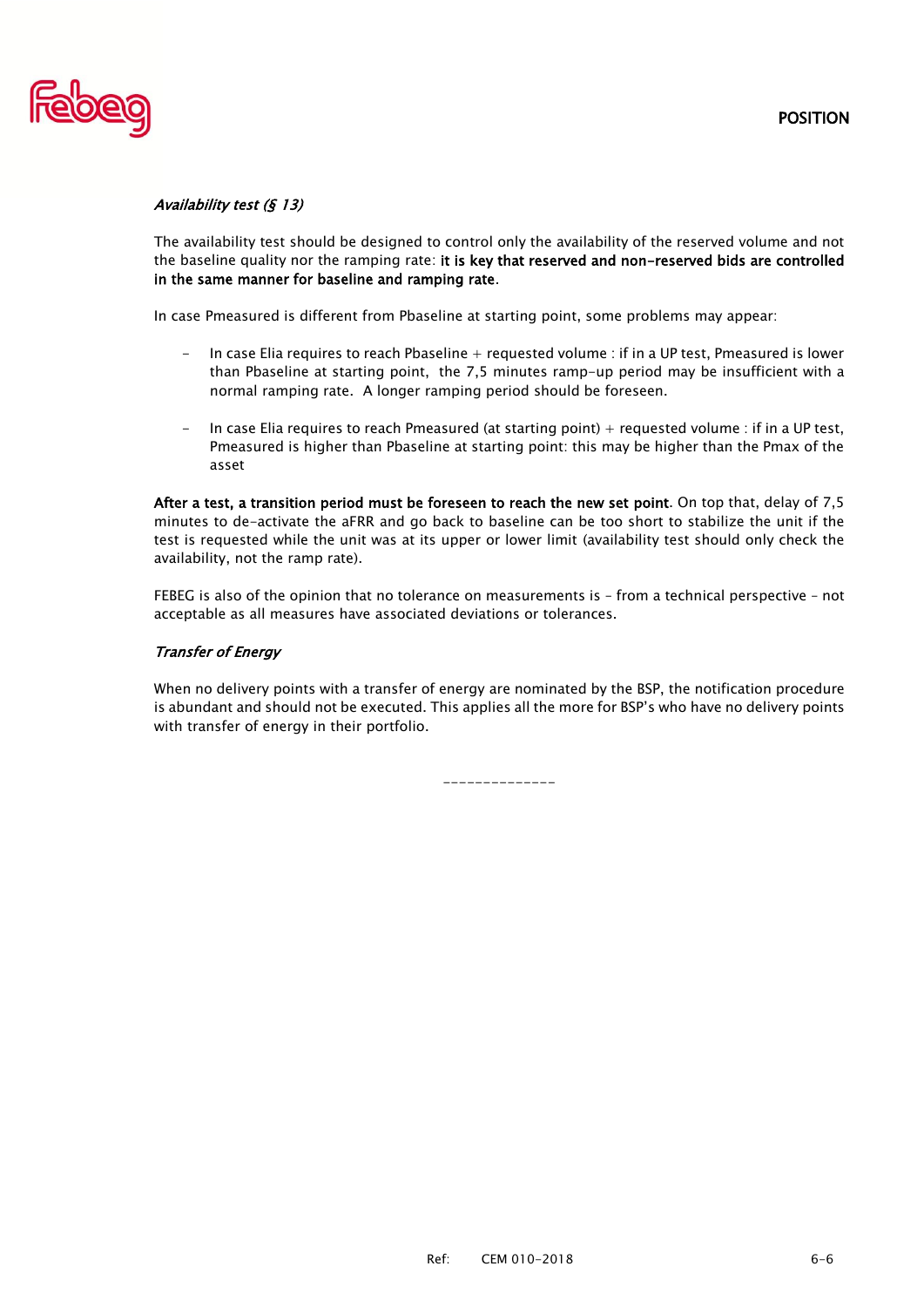*Availability test (§ 13)*

The availability test should be designed to control only the availability of the reserved volume and not the baseline quality nor the ramping rate: **it is key that reserved and non-reserved bids are controlled in the same manner for baseline and ramping rate**.

In case Pmeasured is different from Pbaseline at starting point, some problems may appear:

- In case Elia requires to reach Pbaseline + requested volume : if in a UP test, Pmeasured is lower than Pbaseline at starting point, the 7,5 minutes ramp-up period may be insufficient with a normal ramping rate. A longer ramping period should be foreseen.

- In case Elia requires to reach Pmeasured (at starting point) + requested volume : if in a UP test, Pmeasured is higher than Pbaseline at starting point: this may be higher than the Pmax of the asset

**After a test, a transition period must be foreseen to reach the new set point**. On top that, delay of 7,5 minutes to de-activate the aFRR and go back to baseline can be too short to stabilize the unit if the test is requested while the unit was at its upper or lower limit (availability test should only check the availability, not the ramp rate).

FEBEG is also of the opinion that no tolerance on measurements is – from a technical perspective – not acceptable as all measures have associated deviations or tolerances.

*Transfer of Energy*

When no delivery points with a transfer of energy are nominated by the BSP, the notification procedure is abundant and should not be executed. This applies all the more for BSP's who have no delivery points with transfer of energy in their portfolio.

--------------